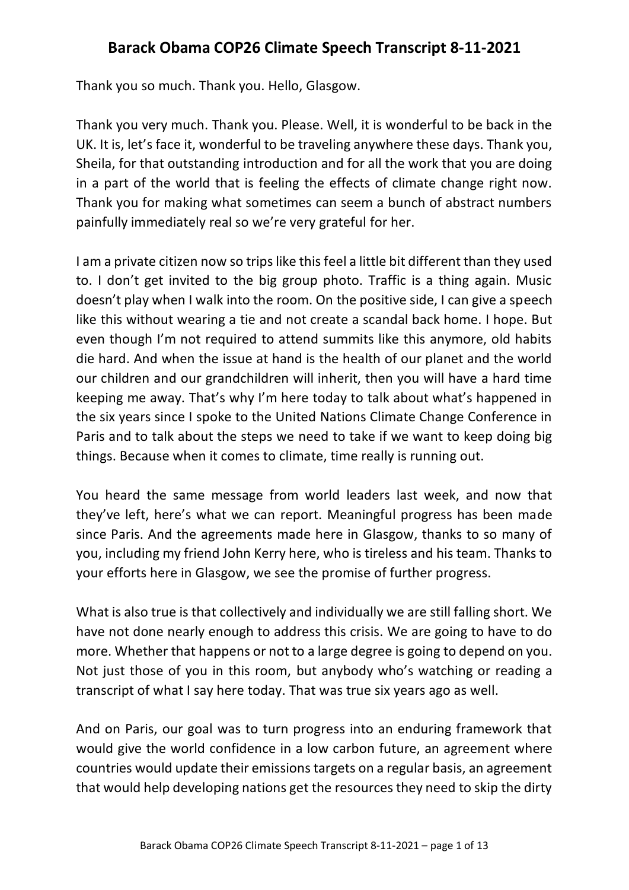# Barack Obama COP26 Climate Speech Transcript 8-11-2021

Thank you so much. Thank you. Hello, Glasgow.

Thank you very much. Thank you. Please. Well, it is wonderful to be back in the UK. It is, let's face it, wonderful to be traveling anywhere these days. Thank you, Sheila, for that outstanding introduction and for all the work that you are doing in a part of the world that is feeling the effects of climate change right now. Thank you for making what sometimes can seem a bunch of abstract numbers painfully immediately real so we're very grateful for her.

I am a private citizen now so trips like this feel a little bit different than they used to. I don't get invited to the big group photo. Traffic is a thing again. Music doesn't play when I walk into the room. On the positive side, I can give a speech like this without wearing a tie and not create a scandal back home. I hope. But even though I'm not required to attend summits like this anymore, old habits die hard. And when the issue at hand is the health of our planet and the world our children and our grandchildren will inherit, then you will have a hard time keeping me away. That's why I'm here today to talk about what's happened in the six years since I spoke to the United Nations Climate Change Conference in Paris and to talk about the steps we need to take if we want to keep doing big things. Because when it comes to climate, time really is running out.

You heard the same message from world leaders last week, and now that they've left, here's what we can report. Meaningful progress has been made since Paris. And the agreements made here in Glasgow, thanks to so many of you, including my friend John Kerry here, who is tireless and his team. Thanks to your efforts here in Glasgow, we see the promise of further progress.

What is also true is that collectively and individually we are still falling short. We have not done nearly enough to address this crisis. We are going to have to do more. Whether that happens or not to a large degree is going to depend on you. Not just those of you in this room, but anybody who's watching or reading a transcript of what I say here today. That was true six years ago as well.

And on Paris, our goal was to turn progress into an enduring framework that would give the world confidence in a low carbon future, an agreement where countries would update their emissions targets on a regular basis, an agreement that would help developing nations get the resources they need to skip the dirty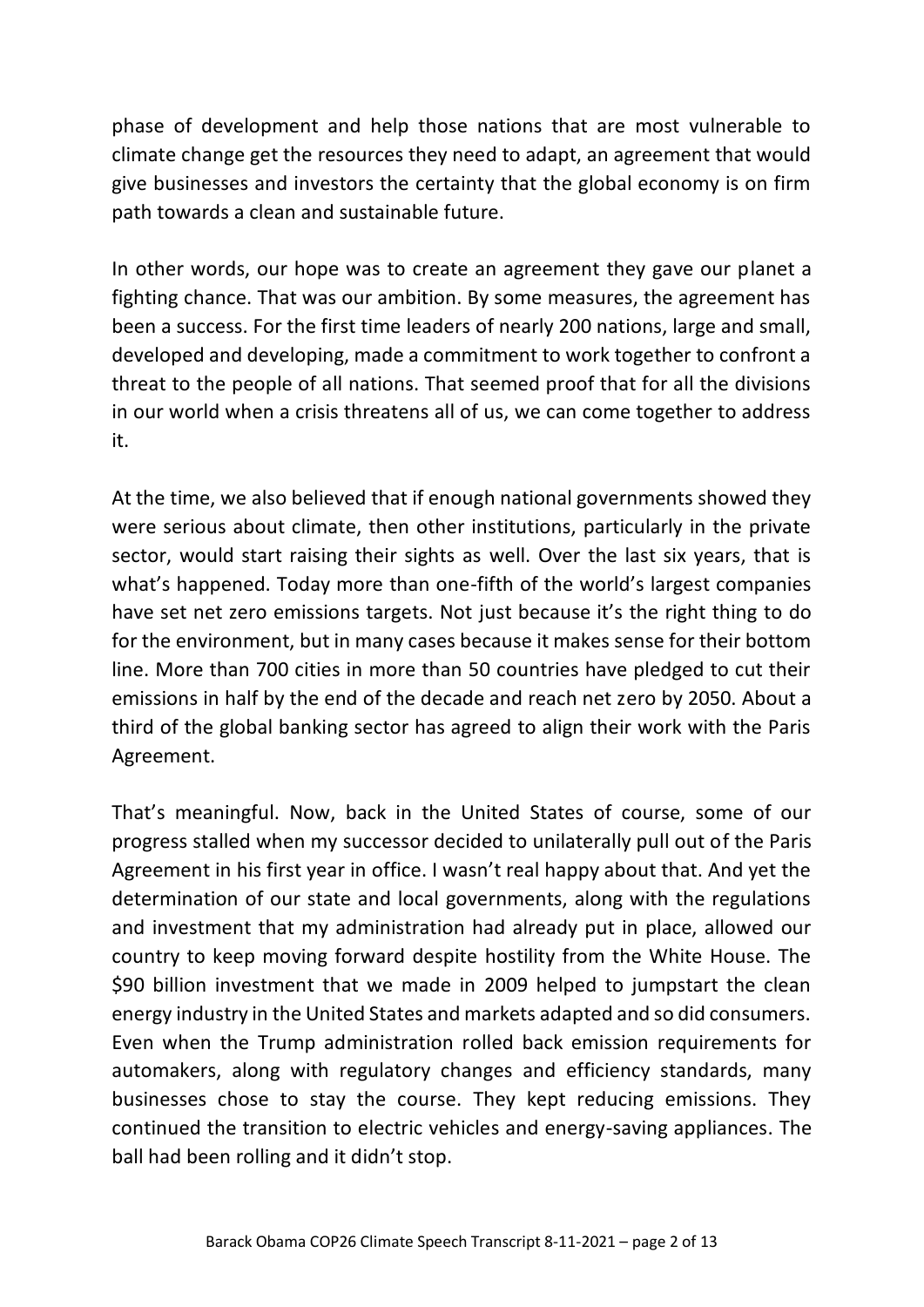phase of development and help those nations that are most vulnerable to climate change get the resources they need to adapt, an agreement that would give businesses and investors the certainty that the global economy is on firm path towards a clean and sustainable future.

In other words, our hope was to create an agreement they gave our planet a fighting chance. That was our ambition. By some measures, the agreement has been a success. For the first time leaders of nearly 200 nations, large and small, developed and developing, made a commitment to work together to confront a threat to the people of all nations. That seemed proof that for all the divisions in our world when a crisis threatens all of us, we can come together to address it.

At the time, we also believed that if enough national governments showed they were serious about climate, then other institutions, particularly in the private sector, would start raising their sights as well. Over the last six years, that is what's happened. Today more than one-fifth of the world's largest companies have set net zero emissions targets. Not just because it's the right thing to do for the environment, but in many cases because it makes sense for their bottom line. More than 700 cities in more than 50 countries have pledged to cut their emissions in half by the end of the decade and reach net zero by 2050. About a third of the global banking sector has agreed to align their work with the Paris Agreement.

That's meaningful. Now, back in the United States of course, some of our progress stalled when my successor decided to unilaterally pull out of the Paris Agreement in his first year in office. I wasn't real happy about that. And yet the determination of our state and local governments, along with the regulations and investment that my administration had already put in place, allowed our country to keep moving forward despite hostility from the White House. The $90 billion investment that we made in 2009 helped to jumpstart the clean energy industry in the United States and markets adapted and so did consumers. Even when the Trump administration rolled back emission requirements for automakers, along with regulatory changes and efficiency standards, many businesses chose to stay the course. They kept reducing emissions. They continued the transition to electric vehicles and energy-saving appliances. The ball had been rolling and it didn't stop.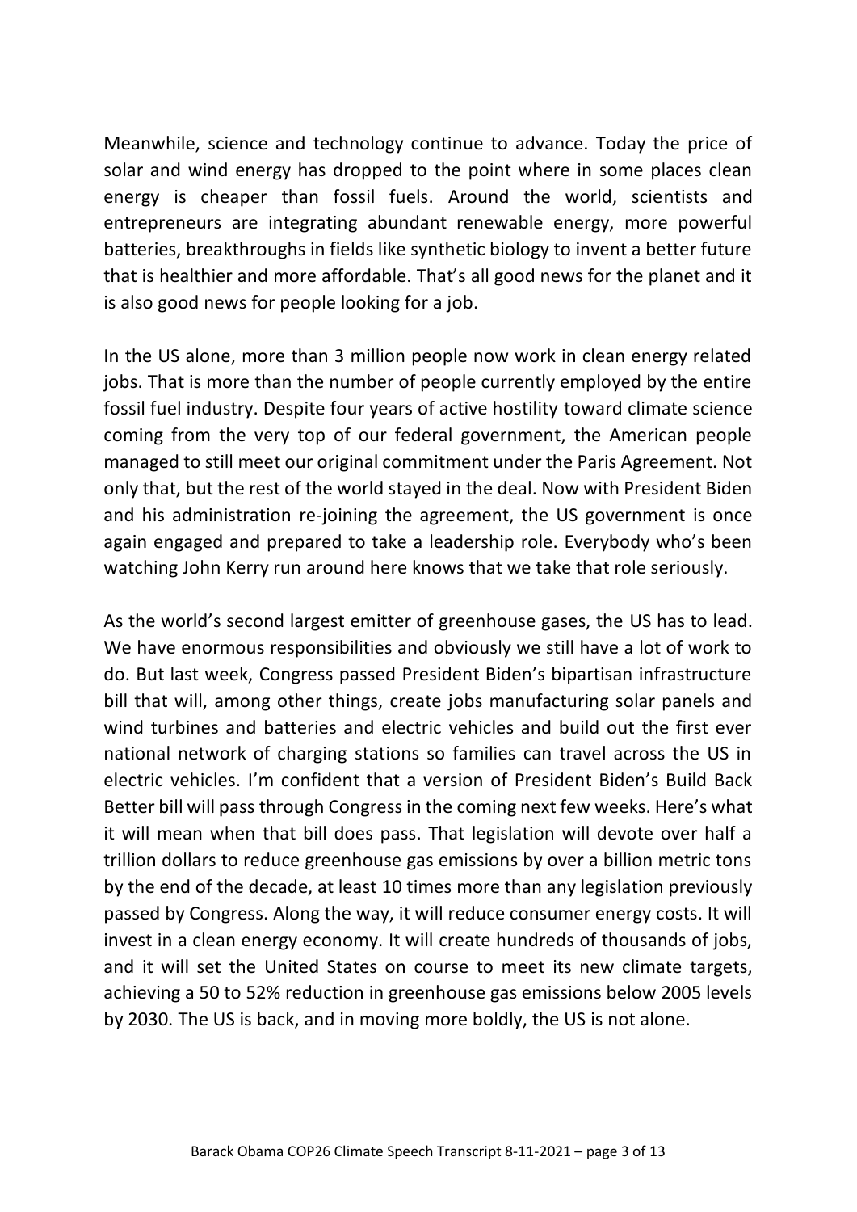Meanwhile, science and technology continue to advance. Today the price of solar and wind energy has dropped to the point where in some places clean energy is cheaper than fossil fuels. Around the world, scientists and entrepreneurs are integrating abundant renewable energy, more powerful batteries, breakthroughs in fields like synthetic biology to invent a better future that is healthier and more affordable. That's all good news for the planet and it is also good news for people looking for a job.

In the US alone, more than 3 million people now work in clean energy related jobs. That is more than the number of people currently employed by the entire fossil fuel industry. Despite four years of active hostility toward climate science coming from the very top of our federal government, the American people managed to still meet our original commitment under the Paris Agreement. Not only that, but the rest of the world stayed in the deal. Now with President Biden and his administration re-joining the agreement, the US government is once again engaged and prepared to take a leadership role. Everybody who's been watching John Kerry run around here knows that we take that role seriously.

As the world's second largest emitter of greenhouse gases, the US has to lead. We have enormous responsibilities and obviously we still have a lot of work to do. But last week, Congress passed President Biden's bipartisan infrastructure bill that will, among other things, create jobs manufacturing solar panels and wind turbines and batteries and electric vehicles and build out the first ever national network of charging stations so families can travel across the US in electric vehicles. I'm confident that a version of President Biden's Build Back Better bill will pass through Congress in the coming next few weeks. Here's what it will mean when that bill does pass. That legislation will devote over half a trillion dollars to reduce greenhouse gas emissions by over a billion metric tons by the end of the decade, at least 10 times more than any legislation previously passed by Congress. Along the way, it will reduce consumer energy costs. It will invest in a clean energy economy. It will create hundreds of thousands of jobs, and it will set the United States on course to meet its new climate targets, achieving a 50 to 52% reduction in greenhouse gas emissions below 2005 levels by 2030. The US is back, and in moving more boldly, the US is not alone.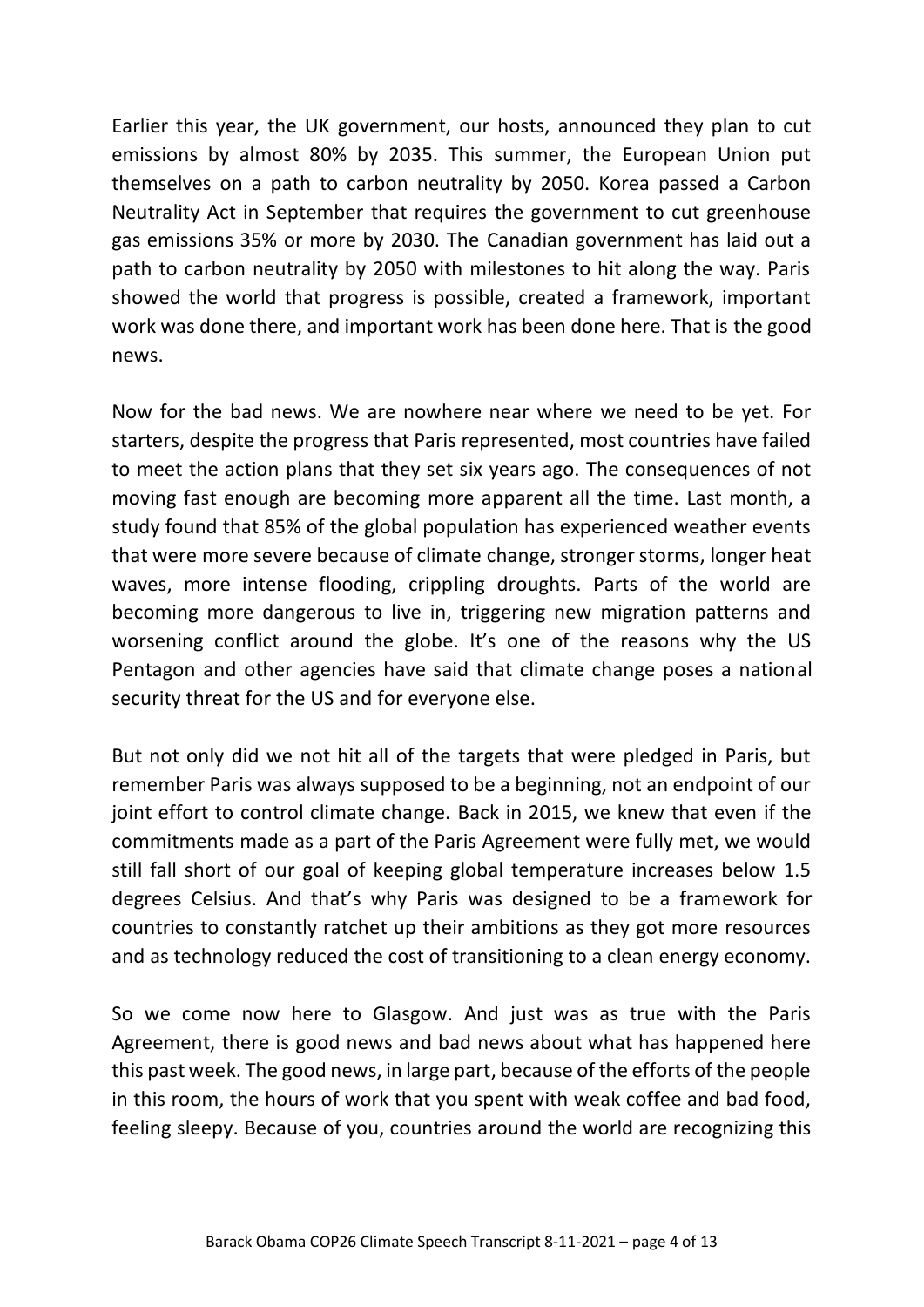Earlier this year, the UK government, our hosts, announced they plan to cut emissions by almost 80% by 2035. This summer, the European Union put themselves on a path to carbon neutrality by 2050. Korea passed a Carbon Neutrality Act in September that requires the government to cut greenhouse gas emissions 35% or more by 2030. The Canadian government has laid out a path to carbon neutrality by 2050 with milestones to hit along the way. Paris showed the world that progress is possible, created a framework, important work was done there, and important work has been done here. That is the good news.

Now for the bad news. We are nowhere near where we need to be yet. For starters, despite the progress that Paris represented, most countries have failed to meet the action plans that they set six years ago. The consequences of not moving fast enough are becoming more apparent all the time. Last month, a study found that 85% of the global population has experienced weather events that were more severe because of climate change, stronger storms, longer heat waves, more intense flooding, crippling droughts. Parts of the world are becoming more dangerous to live in, triggering new migration patterns and worsening conflict around the globe. It's one of the reasons why the US Pentagon and other agencies have said that climate change poses a national security threat for the US and for everyone else.

But not only did we not hit all of the targets that were pledged in Paris, but remember Paris was always supposed to be a beginning, not an endpoint of our joint effort to control climate change. Back in 2015, we knew that even if the commitments made as a part of the Paris Agreement were fully met, we would still fall short of our goal of keeping global temperature increases below 1.5 degrees Celsius. And that's why Paris was designed to be a framework for countries to constantly ratchet up their ambitions as they got more resources and as technology reduced the cost of transitioning to a clean energy economy.

So we come now here to Glasgow. And just was as true with the Paris Agreement, there is good news and bad news about what has happened here this past week. The good news, in large part, because of the efforts of the people in this room, the hours of work that you spent with weak coffee and bad food, feeling sleepy. Because of you, countries around the world are recognizing this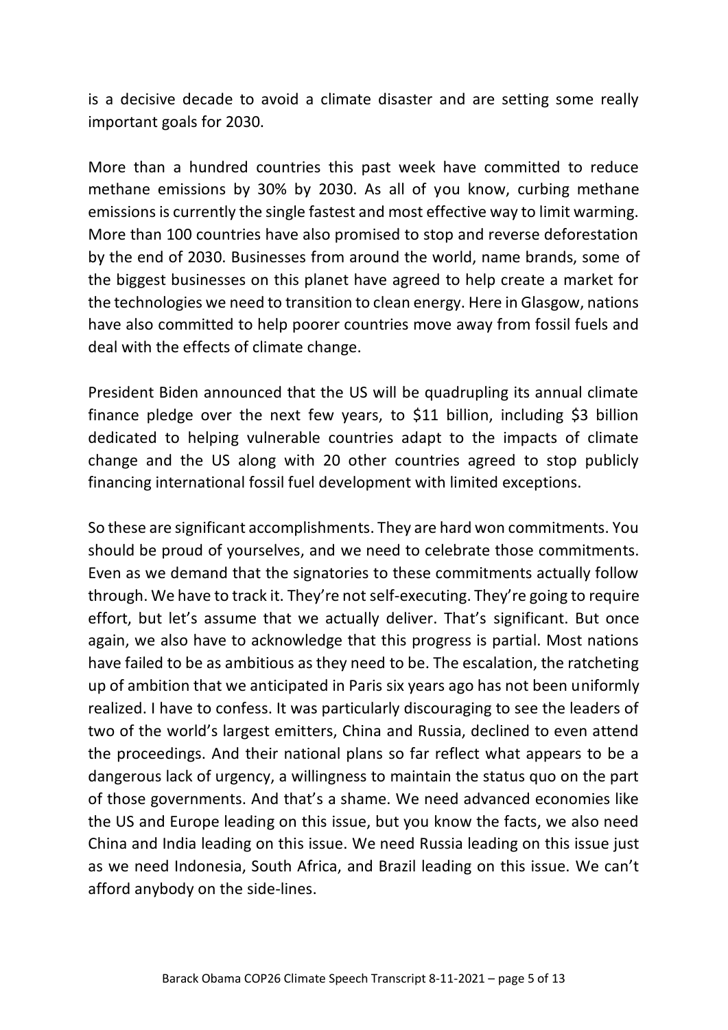is a decisive decade to avoid a climate disaster and are setting some really important goals for 2030.

More than a hundred countries this past week have committed to reduce methane emissions by 30% by 2030. As all of you know, curbing methane emissions is currently the single fastest and most effective way to limit warming. More than 100 countries have also promised to stop and reverse deforestation by the end of 2030. Businesses from around the world, name brands, some of the biggest businesses on this planet have agreed to help create a market for the technologies we need to transition to clean energy. Here in Glasgow, nations have also committed to help poorer countries move away from fossil fuels and deal with the effects of climate change.

President Biden announced that the US will be quadrupling its annual climate finance pledge over the next few years, to $11 billion, including $3 billion dedicated to helping vulnerable countries adapt to the impacts of climate change and the US along with 20 other countries agreed to stop publicly financing international fossil fuel development with limited exceptions.

So these are significant accomplishments. They are hard won commitments. You should be proud of yourselves, and we need to celebrate those commitments. Even as we demand that the signatories to these commitments actually follow through. We have to track it. They're not self-executing. They're going to require effort, but let's assume that we actually deliver. That's significant. But once again, we also have to acknowledge that this progress is partial. Most nations have failed to be as ambitious as they need to be. The escalation, the ratcheting up of ambition that we anticipated in Paris six years ago has not been uniformly realized. I have to confess. It was particularly discouraging to see the leaders of two of the world's largest emitters, China and Russia, declined to even attend the proceedings. And their national plans so far reflect what appears to be a dangerous lack of urgency, a willingness to maintain the status quo on the part of those governments. And that's a shame. We need advanced economies like the US and Europe leading on this issue, but you know the facts, we also need China and India leading on this issue. We need Russia leading on this issue just as we need Indonesia, South Africa, and Brazil leading on this issue. We can't afford anybody on the side-lines.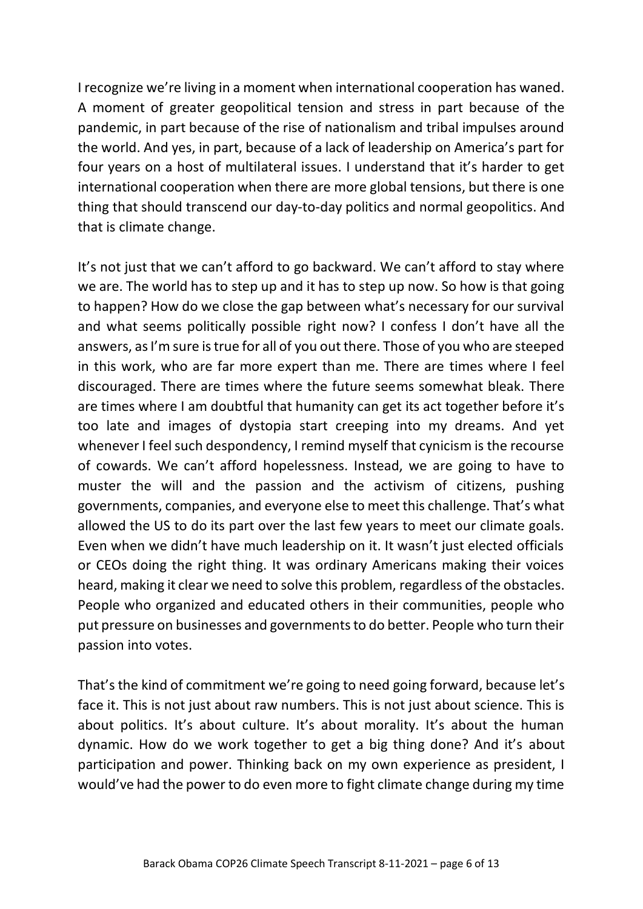I recognize we're living in a moment when international cooperation has waned. A moment of greater geopolitical tension and stress in part because of the pandemic, in part because of the rise of nationalism and tribal impulses around the world. And yes, in part, because of a lack of leadership on America's part for four years on a host of multilateral issues. I understand that it's harder to get international cooperation when there are more global tensions, but there is one thing that should transcend our day-to-day politics and normal geopolitics. And that is climate change.

It's not just that we can't afford to go backward. We can't afford to stay where we are. The world has to step up and it has to step up now. So how is that going to happen? How do we close the gap between what's necessary for our survival and what seems politically possible right now? I confess I don't have all the answers, as I'm sure is true for all of you out there. Those of you who are steeped in this work, who are far more expert than me. There are times where I feel discouraged. There are times where the future seems somewhat bleak. There are times where I am doubtful that humanity can get its act together before it's too late and images of dystopia start creeping into my dreams. And yet whenever I feel such despondency, I remind myself that cynicism is the recourse of cowards. We can't afford hopelessness. Instead, we are going to have to muster the will and the passion and the activism of citizens, pushing governments, companies, and everyone else to meet this challenge. That's what allowed the US to do its part over the last few years to meet our climate goals. Even when we didn't have much leadership on it. It wasn't just elected officials or CEOs doing the right thing. It was ordinary Americans making their voices heard, making it clear we need to solve this problem, regardless of the obstacles. People who organized and educated others in their communities, people who put pressure on businesses and governments to do better. People who turn their passion into votes.

That's the kind of commitment we're going to need going forward, because let's face it. This is not just about raw numbers. This is not just about science. This is about politics. It's about culture. It's about morality. It's about the human dynamic. How do we work together to get a big thing done? And it's about participation and power. Thinking back on my own experience as president, I would've had the power to do even more to fight climate change during my time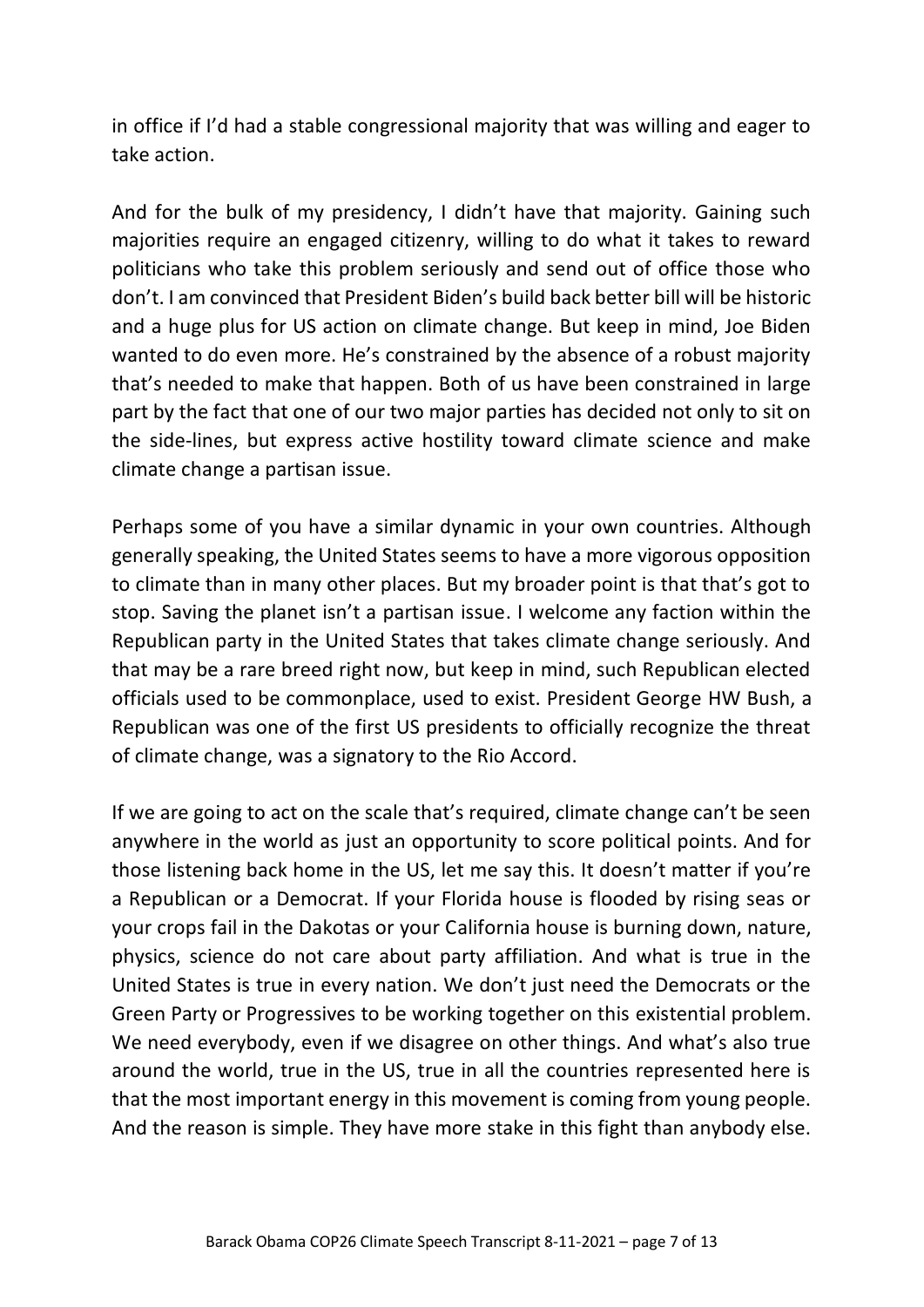in office if I'd had a stable congressional majority that was willing and eager to take action.

And for the bulk of my presidency, I didn't have that majority. Gaining such majorities require an engaged citizenry, willing to do what it takes to reward politicians who take this problem seriously and send out of office those who don't. I am convinced that President Biden's build back better bill will be historic and a huge plus for US action on climate change. But keep in mind, Joe Biden wanted to do even more. He's constrained by the absence of a robust majority that's needed to make that happen. Both of us have been constrained in large part by the fact that one of our two major parties has decided not only to sit on the side-lines, but express active hostility toward climate science and make climate change a partisan issue.

Perhaps some of you have a similar dynamic in your own countries. Although generally speaking, the United States seems to have a more vigorous opposition to climate than in many other places. But my broader point is that that's got to stop. Saving the planet isn't a partisan issue. I welcome any faction within the Republican party in the United States that takes climate change seriously. And that may be a rare breed right now, but keep in mind, such Republican elected officials used to be commonplace, used to exist. President George HW Bush, a Republican was one of the first US presidents to officially recognize the threat of climate change, was a signatory to the Rio Accord.

If we are going to act on the scale that's required, climate change can't be seen anywhere in the world as just an opportunity to score political points. And for those listening back home in the US, let me say this. It doesn't matter if you're a Republican or a Democrat. If your Florida house is flooded by rising seas or your crops fail in the Dakotas or your California house is burning down, nature, physics, science do not care about party affiliation. And what is true in the United States is true in every nation. We don't just need the Democrats or the Green Party or Progressives to be working together on this existential problem. We need everybody, even if we disagree on other things. And what's also true around the world, true in the US, true in all the countries represented here is that the most important energy in this movement is coming from young people. And the reason is simple. They have more stake in this fight than anybody else.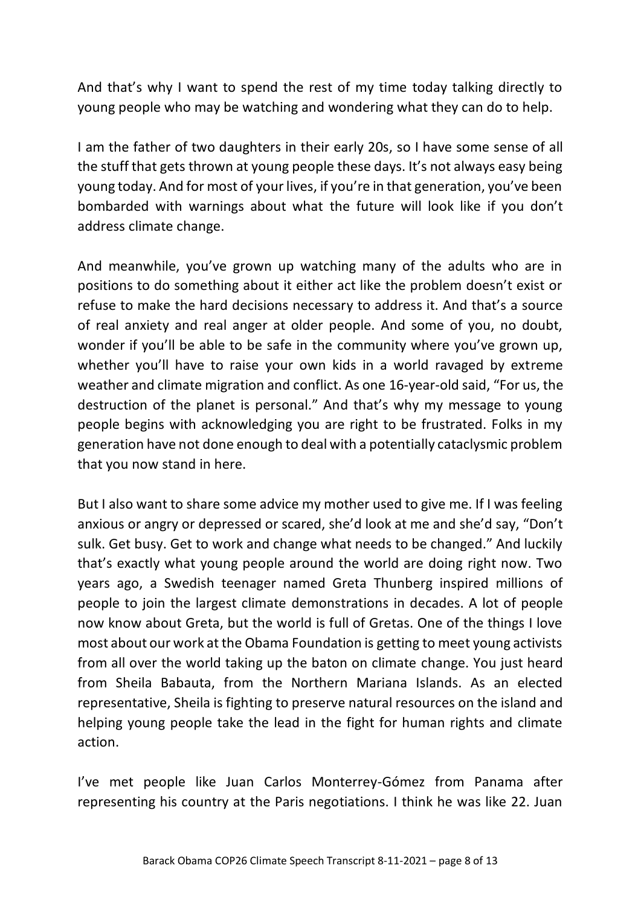And that's why I want to spend the rest of my time today talking directly to young people who may be watching and wondering what they can do to help.

I am the father of two daughters in their early 20s, so I have some sense of all the stuff that gets thrown at young people these days. It's not always easy being young today. And for most of your lives, if you're in that generation, you've been bombarded with warnings about what the future will look like if you don't address climate change.

And meanwhile, you've grown up watching many of the adults who are in positions to do something about it either act like the problem doesn't exist or refuse to make the hard decisions necessary to address it. And that's a source of real anxiety and real anger at older people. And some of you, no doubt, wonder if you'll be able to be safe in the community where you've grown up, whether you'll have to raise your own kids in a world ravaged by extreme weather and climate migration and conflict. As one 16-year-old said, "For us, the destruction of the planet is personal." And that's why my message to young people begins with acknowledging you are right to be frustrated. Folks in my generation have not done enough to deal with a potentially cataclysmic problem that you now stand in here.

But I also want to share some advice my mother used to give me. If I was feeling anxious or angry or depressed or scared, she'd look at me and she'd say, "Don't sulk. Get busy. Get to work and change what needs to be changed." And luckily that's exactly what young people around the world are doing right now. Two years ago, a Swedish teenager named Greta Thunberg inspired millions of people to join the largest climate demonstrations in decades. A lot of people now know about Greta, but the world is full of Gretas. One of the things I love most about our work at the Obama Foundation is getting to meet young activists from all over the world taking up the baton on climate change. You just heard from Sheila Babauta, from the Northern Mariana Islands. As an elected representative, Sheila is fighting to preserve natural resources on the island and helping young people take the lead in the fight for human rights and climate action.

I've met people like Juan Carlos Monterrey-Gómez from Panama after representing his country at the Paris negotiations. I think he was like 22. Juan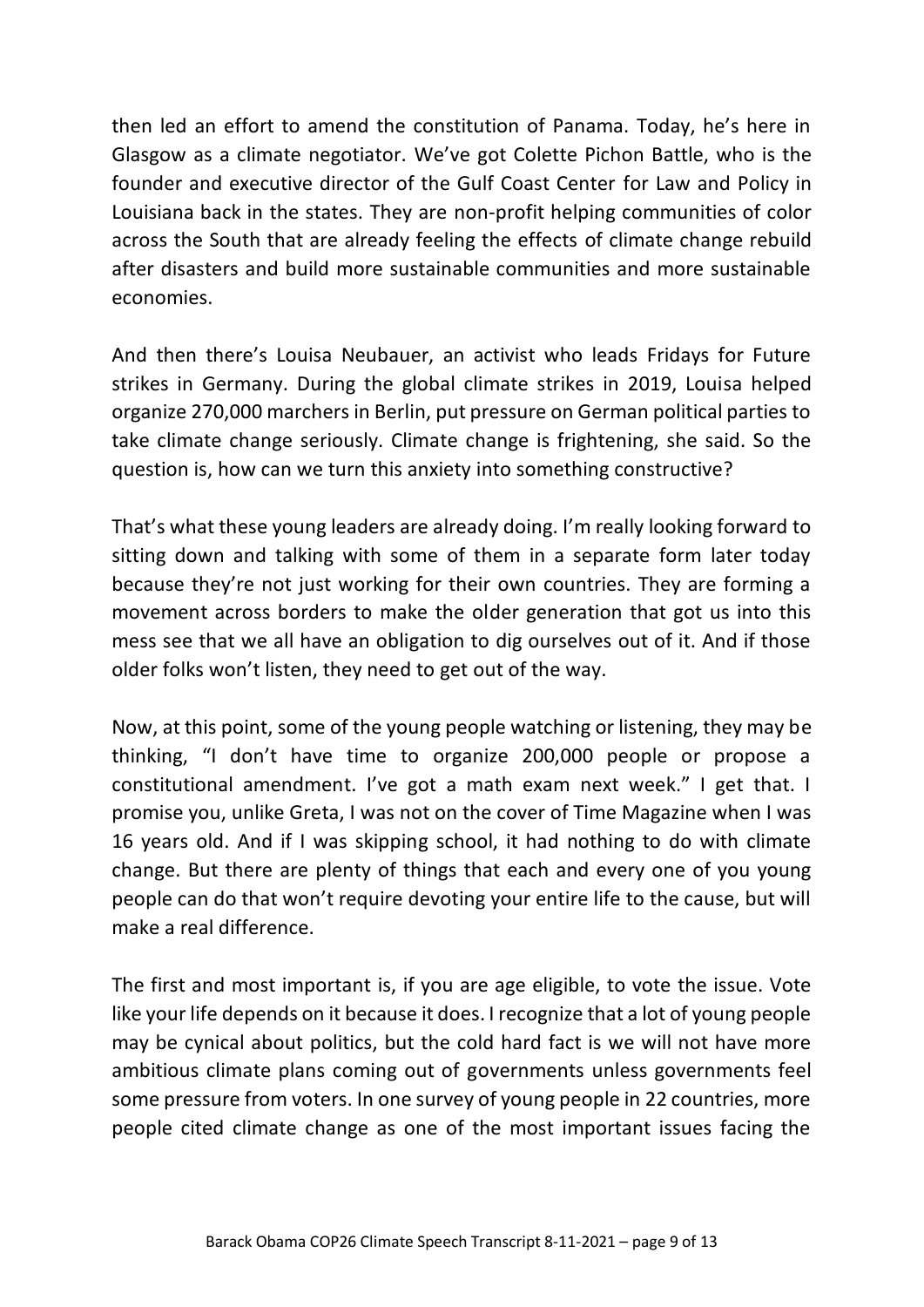then led an effort to amend the constitution of Panama. Today, he's here in Glasgow as a climate negotiator. We've got Colette Pichon Battle, who is the founder and executive director of the Gulf Coast Center for Law and Policy in Louisiana back in the states. They are non-profit helping communities of color across the South that are already feeling the effects of climate change rebuild after disasters and build more sustainable communities and more sustainable economies.

And then there's Louisa Neubauer, an activist who leads Fridays for Future strikes in Germany. During the global climate strikes in 2019, Louisa helped organize 270,000 marchers in Berlin, put pressure on German political parties to take climate change seriously. Climate change is frightening, she said. So the question is, how can we turn this anxiety into something constructive?

That's what these young leaders are already doing. I'm really looking forward to sitting down and talking with some of them in a separate form later today because they're not just working for their own countries. They are forming a movement across borders to make the older generation that got us into this mess see that we all have an obligation to dig ourselves out of it. And if those older folks won't listen, they need to get out of the way.

Now, at this point, some of the young people watching or listening, they may be thinking, "I don't have time to organize 200,000 people or propose a constitutional amendment. I've got a math exam next week." I get that. I promise you, unlike Greta, I was not on the cover of Time Magazine when I was 16 years old. And if I was skipping school, it had nothing to do with climate change. But there are plenty of things that each and every one of you young people can do that won't require devoting your entire life to the cause, but will make a real difference.

The first and most important is, if you are age eligible, to vote the issue. Vote like your life depends on it because it does. I recognize that a lot of young people may be cynical about politics, but the cold hard fact is we will not have more ambitious climate plans coming out of governments unless governments feel some pressure from voters. In one survey of young people in 22 countries, more people cited climate change as one of the most important issues facing the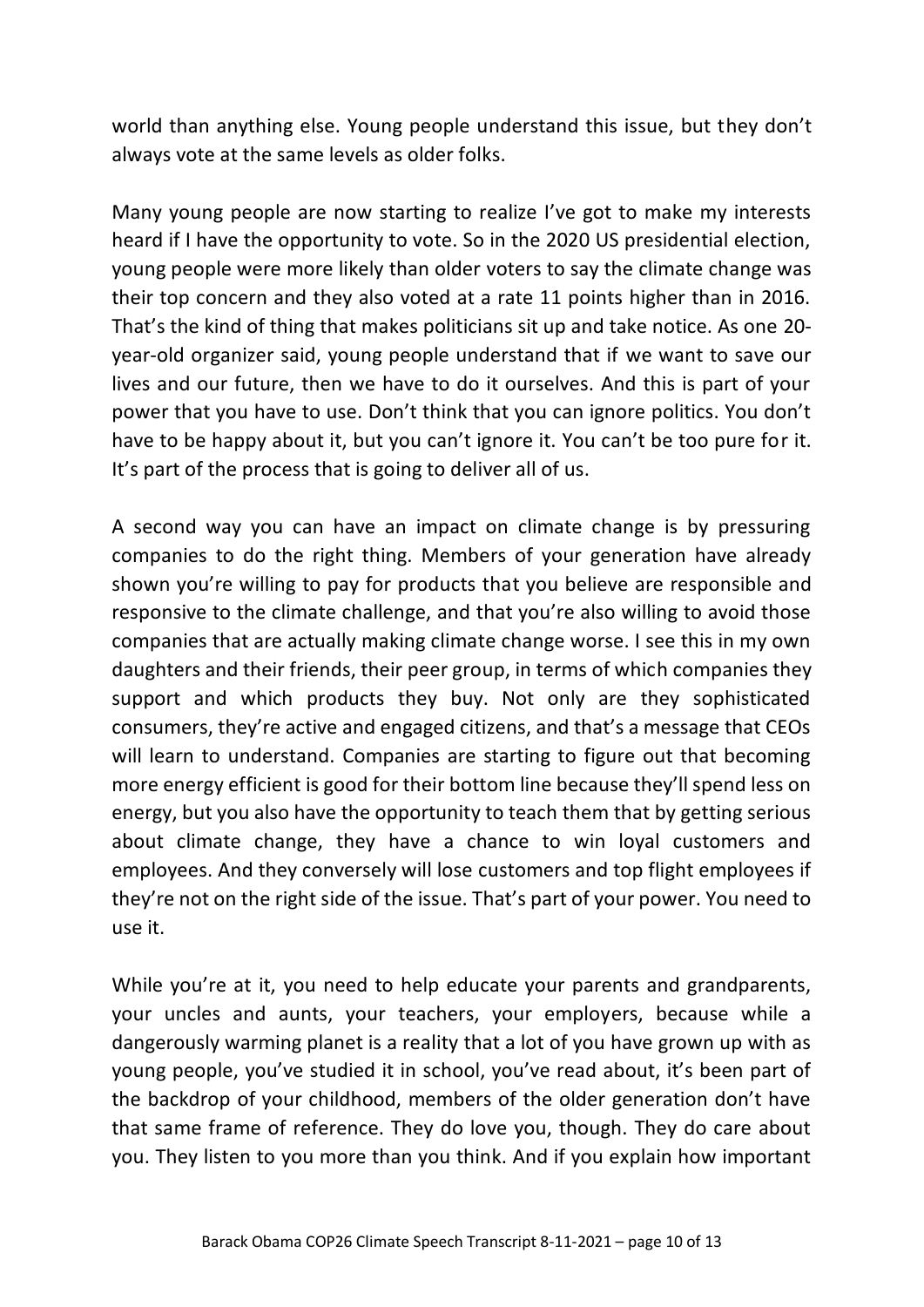world than anything else. Young people understand this issue, but they don't always vote at the same levels as older folks.

Many young people are now starting to realize I've got to make my interests heard if I have the opportunity to vote. So in the 2020 US presidential election, young people were more likely than older voters to say the climate change was their top concern and they also voted at a rate 11 points higher than in 2016. That's the kind of thing that makes politicians sit up and take notice. As one 20-year-old organizer said, young people understand that if we want to save our lives and our future, then we have to do it ourselves. And this is part of your power that you have to use. Don't think that you can ignore politics. You don't have to be happy about it, but you can't ignore it. You can't be too pure for it. It's part of the process that is going to deliver all of us.

A second way you can have an impact on climate change is by pressuring companies to do the right thing. Members of your generation have already shown you're willing to pay for products that you believe are responsible and responsive to the climate challenge, and that you're also willing to avoid those companies that are actually making climate change worse. I see this in my own daughters and their friends, their peer group, in terms of which companies they support and which products they buy. Not only are they sophisticated consumers, they're active and engaged citizens, and that's a message that CEOs will learn to understand. Companies are starting to figure out that becoming more energy efficient is good for their bottom line because they'll spend less on energy, but you also have the opportunity to teach them that by getting serious about climate change, they have a chance to win loyal customers and employees. And they conversely will lose customers and top flight employees if they're not on the right side of the issue. That's part of your power. You need to use it.

While you're at it, you need to help educate your parents and grandparents, your uncles and aunts, your teachers, your employers, because while a dangerously warming planet is a reality that a lot of you have grown up with as young people, you've studied it in school, you've read about, it's been part of the backdrop of your childhood, members of the older generation don't have that same frame of reference. They do love you, though. They do care about you. They listen to you more than you think. And if you explain how important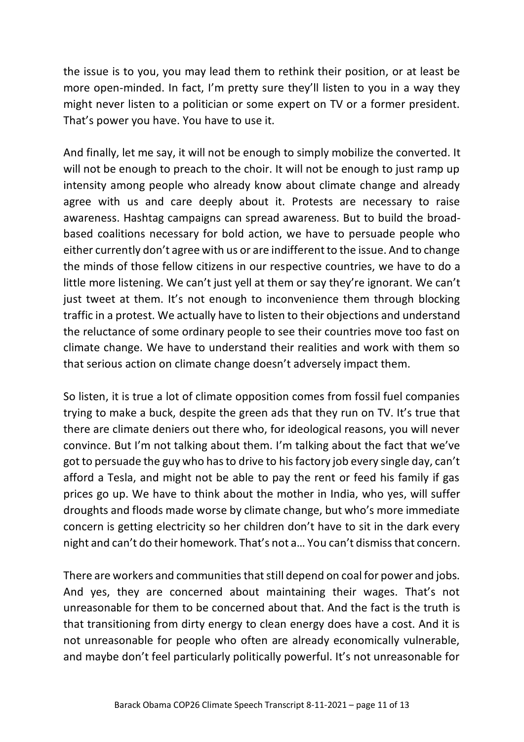the issue is to you, you may lead them to rethink their position, or at least be more open-minded. In fact, I'm pretty sure they'll listen to you in a way they might never listen to a politician or some expert on TV or a former president. That's power you have. You have to use it.

And finally, let me say, it will not be enough to simply mobilize the converted. It will not be enough to preach to the choir. It will not be enough to just ramp up intensity among people who already know about climate change and already agree with us and care deeply about it. Protests are necessary to raise awareness. Hashtag campaigns can spread awareness. But to build the broad-based coalitions necessary for bold action, we have to persuade people who either currently don't agree with us or are indifferent to the issue. And to change the minds of those fellow citizens in our respective countries, we have to do a little more listening. We can't just yell at them or say they're ignorant. We can't just tweet at them. It's not enough to inconvenience them through blocking traffic in a protest. We actually have to listen to their objections and understand the reluctance of some ordinary people to see their countries move too fast on climate change. We have to understand their realities and work with them so that serious action on climate change doesn't adversely impact them.

So listen, it is true a lot of climate opposition comes from fossil fuel companies trying to make a buck, despite the green ads that they run on TV. It's true that there are climate deniers out there who, for ideological reasons, you will never convince. But I'm not talking about them. I'm talking about the fact that we've got to persuade the guy who has to drive to his factory job every single day, can't afford a Tesla, and might not be able to pay the rent or feed his family if gas prices go up. We have to think about the mother in India, who yes, will suffer droughts and floods made worse by climate change, but who's more immediate concern is getting electricity so her children don't have to sit in the dark every night and can't do their homework. That's not a… You can't dismiss that concern.

There are workers and communities that still depend on coal for power and jobs. And yes, they are concerned about maintaining their wages. That's not unreasonable for them to be concerned about that. And the fact is the truth is that transitioning from dirty energy to clean energy does have a cost. And it is not unreasonable for people who often are already economically vulnerable, and maybe don't feel particularly politically powerful. It's not unreasonable for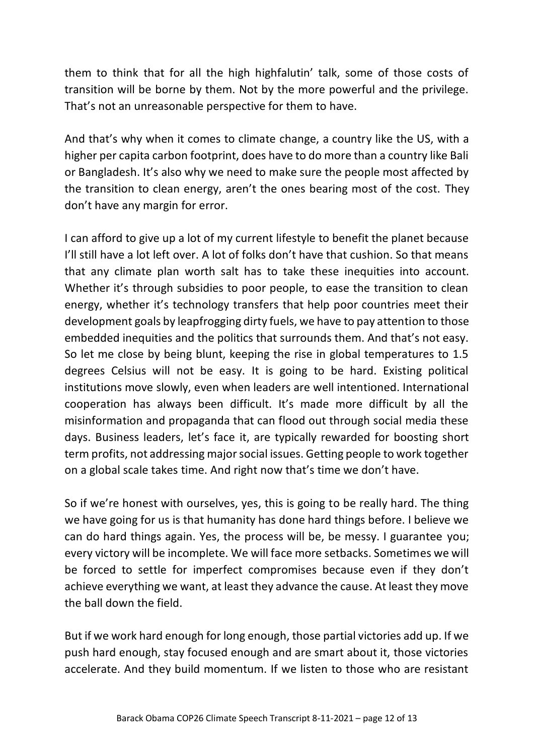them to think that for all the high highfalutin' talk, some of those costs of transition will be borne by them. Not by the more powerful and the privilege. That's not an unreasonable perspective for them to have.

And that's why when it comes to climate change, a country like the US, with a higher per capita carbon footprint, does have to do more than a country like Bali or Bangladesh. It's also why we need to make sure the people most affected by the transition to clean energy, aren't the ones bearing most of the cost. They don't have any margin for error.

I can afford to give up a lot of my current lifestyle to benefit the planet because I'll still have a lot left over. A lot of folks don't have that cushion. So that means that any climate plan worth salt has to take these inequities into account. Whether it's through subsidies to poor people, to ease the transition to clean energy, whether it's technology transfers that help poor countries meet their development goals by leapfrogging dirty fuels, we have to pay attention to those embedded inequities and the politics that surrounds them. And that's not easy. So let me close by being blunt, keeping the rise in global temperatures to 1.5 degrees Celsius will not be easy. It is going to be hard. Existing political institutions move slowly, even when leaders are well intentioned. International cooperation has always been difficult. It's made more difficult by all the misinformation and propaganda that can flood out through social media these days. Business leaders, let's face it, are typically rewarded for boosting short term profits, not addressing major social issues. Getting people to work together on a global scale takes time. And right now that's time we don't have.

So if we're honest with ourselves, yes, this is going to be really hard. The thing we have going for us is that humanity has done hard things before. I believe we can do hard things again. Yes, the process will be, be messy. I guarantee you; every victory will be incomplete. We will face more setbacks. Sometimes we will be forced to settle for imperfect compromises because even if they don't achieve everything we want, at least they advance the cause. At least they move the ball down the field.

But if we work hard enough for long enough, those partial victories add up. If we push hard enough, stay focused enough and are smart about it, those victories accelerate. And they build momentum. If we listen to those who are resistant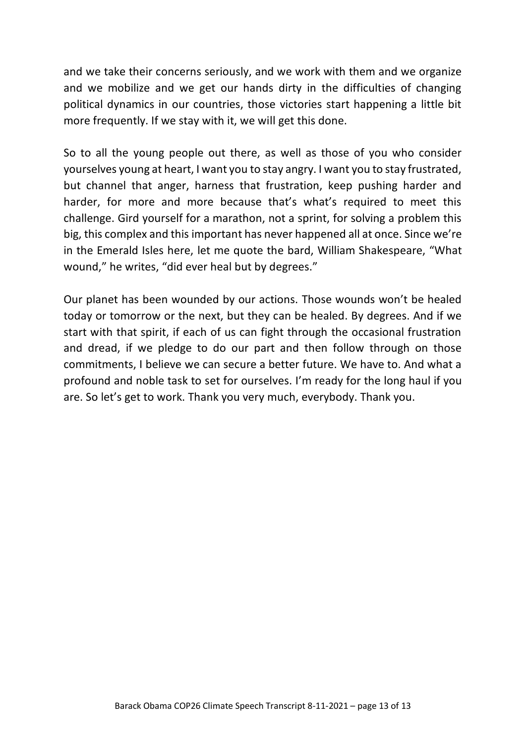and we take their concerns seriously, and we work with them and we organize and we mobilize and we get our hands dirty in the difficulties of changing political dynamics in our countries, those victories start happening a little bit more frequently. If we stay with it, we will get this done.

So to all the young people out there, as well as those of you who consider yourselves young at heart, I want you to stay angry. I want you to stay frustrated, but channel that anger, harness that frustration, keep pushing harder and harder, for more and more because that's what's required to meet this challenge. Gird yourself for a marathon, not a sprint, for solving a problem this big, this complex and this important has never happened all at once. Since we're in the Emerald Isles here, let me quote the bard, William Shakespeare, "What wound," he writes, "did ever heal but by degrees."

Our planet has been wounded by our actions. Those wounds won't be healed today or tomorrow or the next, but they can be healed. By degrees. And if we start with that spirit, if each of us can fight through the occasional frustration and dread, if we pledge to do our part and then follow through on those commitments, I believe we can secure a better future. We have to. And what a profound and noble task to set for ourselves. I'm ready for the long haul if you are. So let's get to work. Thank you very much, everybody. Thank you.